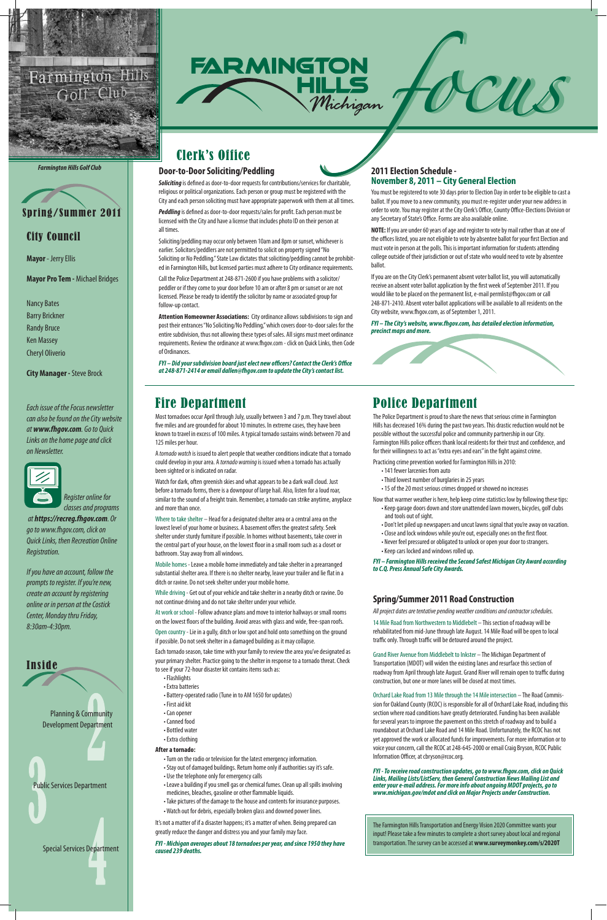# Farmington Hills Michigan Focus

*Farmington Hills Golf Club*

## Spring/Summer 2011

## City Council

**Mayor** - Jerry Ellis

**Mayor Pro Tem** - Michael Bridges

Nancy Bates
Barry Brickner
Randy Bruce
Ken Massey
Cheryl Oliverio

**City Manager** - Steve Brock

*Each issue of the Focus newsletter can also be found on the City website at **www.fhgov.com**. Go to Quick Links on the home page and click on Newsletter.*

*Register online for classes and programs at **https://recreg.fhgov.com**. Or go to www.fhgov.com, click on Quick Links, then Recreation Online Registration.*

*If you have an account, follow the prompts to register. If you're new, create an account by registering online or in person at the Costick Center, Monday thru Friday, 8:30am-4:30pm.*

## Inside

2 Planning & Community Development Department

3 Public Services Department

4 Special Services Department

## Clerk's Office

### Door-to-Door Soliciting/Peddling

***Soliciting*** is defined as door-to-door requests for contributions/services for charitable, religious or political organizations. Each person or group must be registered with the City and each person soliciting must have appropriate paperwork with them at all times.

***Peddling*** is defined as door-to-door requests/sales for profit. Each person must be licensed with the City and have a license that includes photo ID on their person at all times.

Soliciting/peddling may occur only between 10am and 8pm or sunset, whichever is earlier. Solicitors/peddlers are not permitted to solicit on property signed "No Soliciting or No Peddling." State Law dictates that soliciting/peddling cannot be prohibited in Farmington Hills, but licensed parties must adhere to City ordinance requirements.

Call the Police Department at 248-871-2600 if you have problems with a solicitor/peddler or if they come to your door before 10 am or after 8 pm or sunset or are not licensed. Please be ready to identify the solicitor by name or associated group for follow-up contact.

**Attention Homeowner Associations:** City ordinance allows subdivisions to sign and post their entrances "No Soliciting/No Peddling," which covers door-to-door sales for the entire subdivision, thus not allowing these types of sales. All signs must meet ordinance requirements. Review the ordinance at www.fhgov.com - click on Quick Links, then Code of Ordinances.

***FYI – Did your subdivision board just elect new officers? Contact the Clerk's Office at 248-871-2414 or email dallen@fhgov.com to update the City's contact list.***

### 2011 Election Schedule - November 8, 2011 – City General Election

You must be registered to vote 30 days prior to Election Day in order to be eligible to cast a ballot. If you move to a new community, you must re-register under your new address in order to vote. You may register at the City Clerk's Office, County Office-Elections Division or any Secretary of State's Office. Forms are also available online.

**NOTE:** If you are under 60 years of age and register to vote by mail rather than at one of the offices listed, you are not eligible to vote by absentee ballot for your first Election and must vote in person at the polls. This is important information for students attending college outside of their jurisdiction or out of state who would need to vote by absentee ballot.

If you are on the City Clerk's permanent absent voter ballot list, you will automatically receive an absent voter ballot application by the first week of September 2011. If you would like to be placed on the permanent list, e-mail permlist@fhgov.com or call 248-871-2410. Absent voter ballot applications will be available to all residents on the City website, www.fhgov.com, as of September 1, 2011.

***FYI – The City's website, www.fhgov.com, has detailed election information, precinct maps and more.***

## Fire Department

Most tornadoes occur April through July, usually between 3 and 7 p.m. They travel about five miles and are grounded for about 10 minutes. In extreme cases, they have been known to travel in excess of 100 miles. A typical tornado sustains winds between 70 and 125 miles per hour.

A *tornado watch* is issued to alert people that weather conditions indicate that a tornado could develop in your area. A *tornado warning* is issued when a tornado has actually been sighted or is indicated on radar.

Watch for dark, often greenish skies and what appears to be a dark wall cloud. Just before a tornado forms, there is a downpour of large hail. Also, listen for a loud roar, similar to the sound of a freight train. Remember, a tornado can strike anytime, anyplace and more than once.

Where to take shelter – Head for a designated shelter area or a central area on the lowest level of your home or business. A basement offers the greatest safety. Seek shelter under sturdy furniture if possible. In homes without basements, take cover in the central part of your house, on the lowest floor in a small room such as a closet or bathroom. Stay away from all windows.

Mobile homes - Leave a mobile home immediately and take shelter in a prearranged substantial shelter area. If there is no shelter nearby, leave your trailer and lie flat in a ditch or ravine. Do not seek shelter under your mobile home.

While driving - Get out of your vehicle and take shelter in a nearby ditch or ravine. Do not continue driving and do not take shelter under your vehicle.

At work or school - Follow advance plans and move to interior hallways or small rooms on the lowest floors of the building. Avoid areas with glass and wide, free-span roofs.

Open country - Lie in a gully, ditch or low spot and hold onto something on the ground if possible. Do not seek shelter in a damaged building as it may collapse.

Each tornado season, take time with your family to review the area you've designated as your primary shelter. Practice going to the shelter in response to a tornado threat. Check to see if your 72-hour disaster kit contains items such as:

- Flashlights
- Extra batteries
- Battery-operated radio (Tune in to AM 1650 for updates)
- First aid kit
- Can opener
- Canned food
- Bottled water
- Extra clothing

**After a tornado:**

- Turn on the radio or television for the latest emergency information.
- Stay out of damaged buildings. Return home only if authorities say it's safe.
- Use the telephone only for emergency calls
- Leave a building if you smell gas or chemical fumes. Clean up all spills involving medicines, bleaches, gasoline or other flammable liquids.
- Take pictures of the damage to the house and contents for insurance purposes.
- Watch out for debris, especially broken glass and downed power lines.

It's not a matter of if a disaster happens; it's a matter of when. Being prepared can greatly reduce the danger and distress you and your family may face.

***FYI - Michigan averages about 18 tornadoes per year, and since 1950 they have caused 239 deaths.***

## Police Department

The Police Department is proud to share the news that serious crime in Farmington Hills has decreased 16% during the past two years. This drastic reduction would not be possible without the successful police and community partnership in our City. Farmington Hills police officers thank local residents for their trust and confidence, and for their willingness to act as "extra eyes and ears" in the fight against crime.

Practicing crime prevention worked for Farmington Hills in 2010:

- 141 fewer larcenies from auto
- Third lowest number of burglaries in 25 years
- 15 of the 20 most serious crimes dropped or showed no increases

Now that warmer weather is here, help keep crime statistics low by following these tips:

- Keep garage doors down and store unattended lawn mowers, bicycles, golf clubs and tools out of sight.
- Don't let piled up newspapers and uncut lawns signal that you're away on vacation.
- Close and lock windows while you're out, especially ones on the first floor.
- Never feel pressured or obligated to unlock or open your door to strangers.
- Keep cars locked and windows rolled up.

***FYI – Farmington Hills received the Second Safest Michigan City Award according to C.Q. Press Annual Safe City Awards.***

### Spring/Summer 2011 Road Construction

*All project dates are tentative pending weather conditions and contractor schedules.*

14 Mile Road from Northwestern to Middlebelt – This section of roadway will be rehabilitated from mid-June through late August. 14 Mile Road will be open to local traffic only. Through traffic will be detoured around the project.

Grand River Avenue from Middlebelt to Inkster – The Michigan Department of Transportation (MDOT) will widen the existing lanes and resurface this section of roadway from April through late August. Grand River will remain open to traffic during construction, but one or more lanes will be closed at most times.

Orchard Lake Road from 13 Mile through the 14 Mile intersection – The Road Commission for Oakland County (RCOC) is responsible for all of Orchard Lake Road, including this section where road conditions have greatly deteriorated. Funding has been available for several years to improve the pavement on this stretch of roadway and to build a roundabout at Orchard Lake Road and 14 Mile Road. Unfortunately, the RCOC has not yet approved the work or allocated funds for improvements. For more information or to voice your concern, call the RCOC at 248-645-2000 or email Craig Bryson, RCOC Public Information Officer, at cbryson@rcoc.org.

***FYI - To receive road construction updates, go to www.fhgov.com, click on Quick Links, Mailing Lists/ListServ, then General Construction News Mailing List and enter your e-mail address. For more info about ongoing MDOT projects, go to www.michigan.gov/mdot and click on Major Projects under Construction.***

The Farmington Hills Transportation and Energy Vision 2020 Committee wants your input! Please take a few minutes to complete a short survey about local and regional transportation. The survey can be accessed at **www.surveymonkey.com/s/2020T**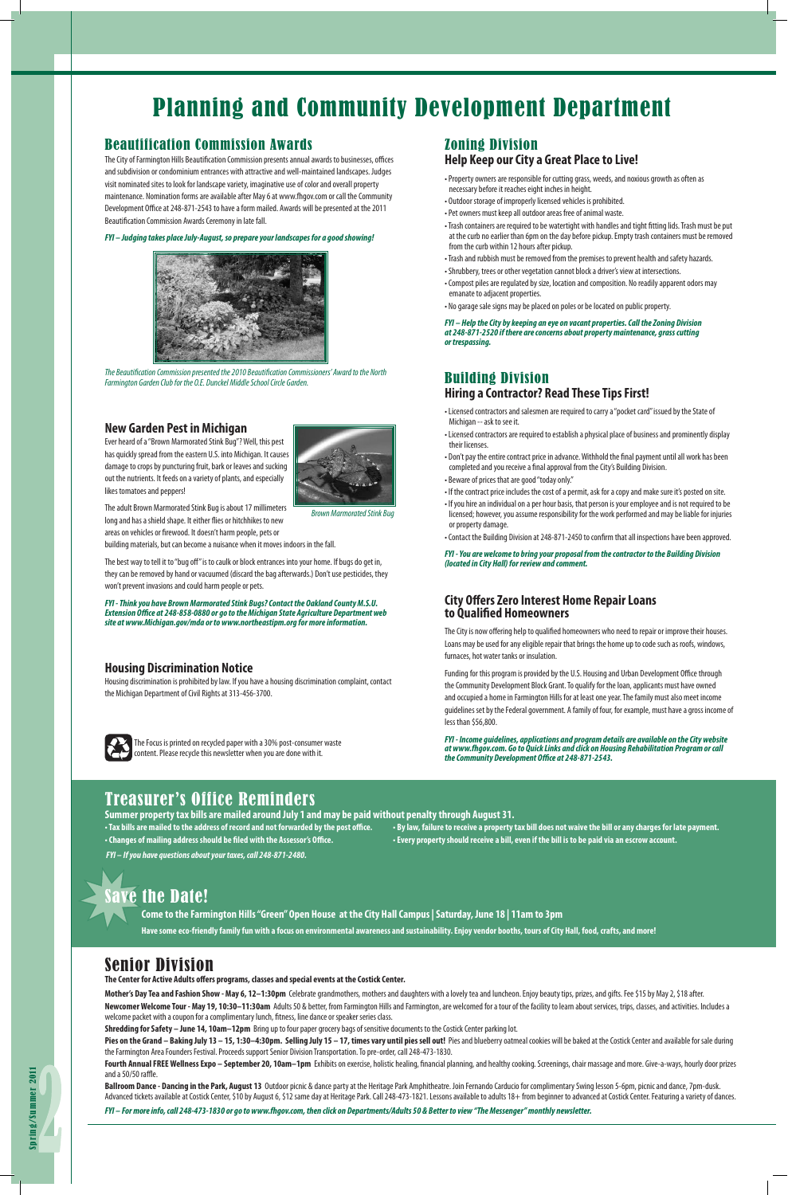# Planning and Community Development Department

## Beautification Commission Awards

The City of Farmington Hills Beautification Commission presents annual awards to businesses, offices and subdivision or condominium entrances with attractive and well-maintained landscapes. Judges visit nominated sites to look for landscape variety, imaginative use of color and overall property maintenance. Nomination forms are available after May 6 at www.fhgov.com or call the Community Development Office at 248-871-2543 to have a form mailed. Awards will be presented at the 2011 Beautification Commission Awards Ceremony in late fall.

***FYI – Judging takes place July-August, so prepare your landscapes for a good showing!***

*The Beautification Commission presented the 2010 Beautification Commissioners' Award to the North Farmington Garden Club for the O.E. Dunckel Middle School Circle Garden.*

### New Garden Pest in Michigan

Ever heard of a "Brown Marmorated Stink Bug"? Well, this pest has quickly spread from the eastern U.S. into Michigan. It causes damage to crops by puncturing fruit, bark or leaves and sucking out the nutrients. It feeds on a variety of plants, and especially likes tomatoes and peppers!

*Brown Marmorated Stink Bug*

The adult Brown Marmorated Stink Bug is about 17 millimeters long and has a shield shape. It either flies or hitchhikes to new areas on vehicles or firewood. It doesn't harm people, pets or building materials, but can become a nuisance when it moves indoors in the fall.

The best way to tell it to "bug off" is to caulk or block entrances into your home. If bugs do get in, they can be removed by hand or vacuumed (discard the bag afterwards.) Don't use pesticides, they won't prevent invasions and could harm people or pets.

***FYI - Think you have Brown Marmorated Stink Bugs? Contact the Oakland County M.S.U. Extension Office at 248-858-0880 or go to the Michigan State Agriculture Department web site at www.Michigan.gov/mda or to www.northeastipm.org for more information.***

### Housing Discrimination Notice

Housing discrimination is prohibited by law. If you have a housing discrimination complaint, contact the Michigan Department of Civil Rights at 313-456-3700.

The Focus is printed on recycled paper with a 30% post-consumer waste content. Please recycle this newsletter when you are done with it.

## Zoning Division

### Help Keep our City a Great Place to Live!

- Property owners are responsible for cutting grass, weeds, and noxious growth as often as necessary before it reaches eight inches in height.
- Outdoor storage of improperly licensed vehicles is prohibited.
- Pet owners must keep all outdoor areas free of animal waste.
- Trash containers are required to be watertight with handles and tight fitting lids. Trash must be put at the curb no earlier than 6pm on the day before pickup. Empty trash containers must be removed from the curb within 12 hours after pickup.
- Trash and rubbish must be removed from the premises to prevent health and safety hazards.
- Shrubbery, trees or other vegetation cannot block a driver's view at intersections.
- Compost piles are regulated by size, location and composition. No readily apparent odors may emanate to adjacent properties.
- No garage sale signs may be placed on poles or be located on public property.

***FYI – Help the City by keeping an eye on vacant properties. Call the Zoning Division at 248-871-2520 if there are concerns about property maintenance, grass cutting or trespassing.***

## Building Division

### Hiring a Contractor? Read These Tips First!

- Licensed contractors and salesmen are required to carry a "pocket card" issued by the State of Michigan -- ask to see it.
- Licensed contractors are required to establish a physical place of business and prominently display their licenses.
- Don't pay the entire contract price in advance. Withhold the final payment until all work has been completed and you receive a final approval from the City's Building Division.
- Beware of prices that are good "today only."
- If the contract price includes the cost of a permit, ask for a copy and make sure it's posted on site.
- If you hire an individual on a per hour basis, that person is your employee and is not required to be licensed; however, you assume responsibility for the work performed and may be liable for injuries or property damage.
- Contact the Building Division at 248-871-2450 to confirm that all inspections have been approved.

***FYI - You are welcome to bring your proposal from the contractor to the Building Division (located in City Hall) for review and comment.***

### City Offers Zero Interest Home Repair Loans to Qualified Homeowners

The City is now offering help to qualified homeowners who need to repair or improve their houses. Loans may be used for any eligible repair that brings the home up to code such as roofs, windows, furnaces, hot water tanks or insulation.

Funding for this program is provided by the U.S. Housing and Urban Development Office through the Community Development Block Grant. To qualify for the loan, applicants must have owned and occupied a home in Farmington Hills for at least one year. The family must also meet income guidelines set by the Federal government. A family of four, for example, must have a gross income of less than $56,800.

***FYI - Income guidelines, applications and program details are available on the City website at www.fhgov.com. Go to Quick Links and click on Housing Rehabilitation Program or call the Community Development Office at 248-871-2543.***

## Treasurer's Office Reminders

**Summer property tax bills are mailed around July 1 and may be paid without penalty through August 31.**

- **Tax bills are mailed to the address of record and not forwarded by the post office.**
- **Changes of mailing address should be filed with the Assessor's Office.**
- **By law, failure to receive a property tax bill does not waive the bill or any charges for late payment.**
- **Every property should receive a bill, even if the bill is to be paid via an escrow account.**

***FYI – If you have questions about your taxes, call 248-871-2480.***

## Save the Date!

**Come to the Farmington Hills "Green" Open House at the City Hall Campus | Saturday, June 18 | 11am to 3pm**

**Have some eco-friendly family fun with a focus on environmental awareness and sustainability. Enjoy vendor booths, tours of City Hall, food, crafts, and more!**

## Senior Division

**The Center for Active Adults offers programs, classes and special events at the Costick Center.**

**Mother's Day Tea and Fashion Show - May 6, 12–1:30pm** Celebrate grandmothers, mothers and daughters with a lovely tea and luncheon. Enjoy beauty tips, prizes, and gifts. Fee $15 by May 2, $18 after.

**Newcomer Welcome Tour - May 19, 10:30–11:30am** Adults 50 & better, from Farmington Hills and Farmington, are welcomed for a tour of the facility to learn about services, trips, classes, and activities. Includes a welcome packet with a coupon for a complimentary lunch, fitness, line dance or speaker series class.

**Shredding for Safety – June 14, 10am–12pm** Bring up to four paper grocery bags of sensitive documents to the Costick Center parking lot.

**Pies on the Grand – Baking July 13 – 15, 1:30–4:30pm. Selling July 15 – 17, times vary until pies sell out!** Pies and blueberry oatmeal cookies will be baked at the Costick Center and available for sale during the Farmington Area Founders Festival. Proceeds support Senior Division Transportation. To pre-order, call 248-473-1830.

**Fourth Annual FREE Wellness Expo – September 20, 10am–1pm** Exhibits on exercise, holistic healing, financial planning, and healthy cooking. Screenings, chair massage and more. Give-a-ways, hourly door prizes and a 50/50 raffle.

**Ballroom Dance - Dancing in the Park, August 13** Outdoor picnic & dance party at the Heritage Park Amphitheatre. Join Fernando Carducio for complimentary Swing lesson 5-6pm, picnic and dance, 7pm-dusk. Advanced tickets available at Costick Center, $10 by August 6, $12 same day at Heritage Park. Call 248-473-1821. Lessons available to adults 18+ from beginner to advanced at Costick Center. Featuring a variety of dances.

***FYI – For more info, call 248-473-1830 or go to www.fhgov.com, then click on Departments/Adults 50 & Better to view "The Messenger" monthly newsletter.***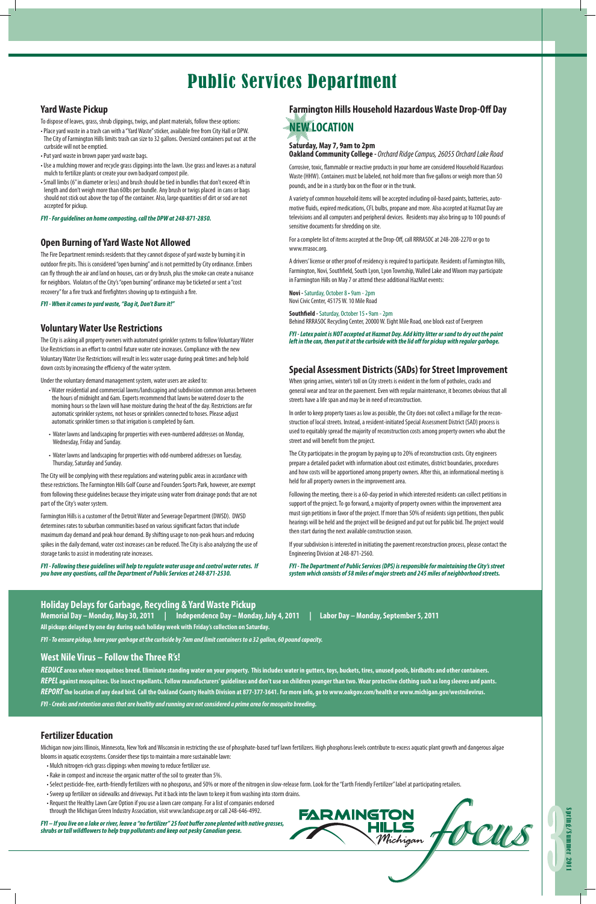# Public Services Department

## Yard Waste Pickup

To dispose of leaves, grass, shrub clippings, twigs, and plant materials, follow these options:

- Place yard waste in a trash can with a "Yard Waste" sticker, available free from City Hall or DPW. The City of Farmington Hills limits trash can size to 32 gallons. Oversized containers put out at the curbside will not be emptied.
- Put yard waste in brown paper yard waste bags.
- Use a mulching mower and recycle grass clippings into the lawn. Use grass and leaves as a natural mulch to fertilize plants or create your own backyard compost pile.
- Small limbs (6" in diameter or less) and brush should be tied in bundles that don't exceed 4ft in length and don't weigh more than 60lbs per bundle. Any brush or twigs placed in cans or bags should not stick out above the top of the container. Also, large quantities of dirt or sod are not accepted for pickup.

***FYI - For guidelines on home composting, call the DPW at 248-871-2850.***

## Open Burning of Yard Waste Not Allowed

The Fire Department reminds residents that they cannot dispose of yard waste by burning it in outdoor fire pits. This is considered "open burning" and is not permitted by City ordinance. Embers can fly through the air and land on houses, cars or dry brush, plus the smoke can create a nuisance for neighbors. Violators of the City's "open burning" ordinance may be ticketed or sent a "cost recovery" for a fire truck and firefighters showing up to extinguish a fire.

***FYI - When it comes to yard waste, "Bag it, Don't Burn it!"***

## Voluntary Water Use Restrictions

The City is asking all property owners with automated sprinkler systems to follow Voluntary Water Use Restrictions in an effort to control future water rate increases. Compliance with the new Voluntary Water Use Restrictions will result in less water usage during peak times and help hold down costs by increasing the efficiency of the water system.

Under the voluntary demand management system, water users are asked to:

- Water residential and commercial lawns/landscaping and subdivision common areas between the hours of midnight and 6am. Experts recommend that lawns be watered closer to the morning hours so the lawn will have moisture during the heat of the day. Restrictions are for automatic sprinkler systems, not hoses or sprinklers connected to hoses. Please adjust automatic sprinkler timers so that irrigation is completed by 6am.
- Water lawns and landscaping for properties with even-numbered addresses on Monday, Wednesday, Friday and Sunday.
- Water lawns and landscaping for properties with odd-numbered addresses on Tuesday, Thursday, Saturday and Sunday.

The City will be complying with these regulations and watering public areas in accordance with these restrictions. The Farmington Hills Golf Course and Founders Sports Park, however, are exempt from following these guidelines because they irrigate using water from drainage ponds that are not part of the City's water system.

Farmington Hills is a customer of the Detroit Water and Sewerage Department (DWSD). DWSD determines rates to suburban communities based on various significant factors that include maximum day demand and peak hour demand. By shifting usage to non-peak hours and reducing spikes in the daily demand, water cost increases can be reduced. The City is also analyzing the use of storage tanks to assist in moderating rate increases.

***FYI - Following these guidelines will help to regulate water usage and control water rates. If you have any questions, call the Department of Public Services at 248-871-2530.***

## Farmington Hills Household Hazardous Waste Drop-Off Day

### NEW LOCATION

**Saturday, May 7, 9am to 2pm**
**Oakland Community College -** *Orchard Ridge Campus, 26055 Orchard Lake Road*

Corrosive, toxic, flammable or reactive products in your home are considered Household Hazardous Waste (HHW). Containers must be labeled, not hold more than five gallons or weigh more than 50 pounds, and be in a sturdy box on the floor or in the trunk.

A variety of common household items will be accepted including oil-based paints, batteries, automotive fluids, expired medications, CFL bulbs, propane and more. Also accepted at Hazmat Day are televisions and all computers and peripheral devices. Residents may also bring up to 100 pounds of sensitive documents for shredding on site.

For a complete list of items accepted at the Drop-Off, call RRRASOC at 248-208-2270 or go to www.rrrasoc.org.

A drivers' license or other proof of residency is required to participate. Residents of Farmington Hills, Farmington, Novi, Southfield, South Lyon, Lyon Township, Walled Lake and Wixom may participate in Farmington Hills on May 7 or attend these additional HazMat events:

**Novi -** Saturday, October 8 • 9am - 2pm
Novi Civic Center, 45175 W. 10 Mile Road

**Southfield -** Saturday, October 15 • 9am - 2pm
Behind RRRASOC Recycling Center, 20000 W. Eight Mile Road, one block east of Evergreen

***FYI - Latex paint is NOT accepted at Hazmat Day. Add kitty litter or sand to dry out the paint left in the can, then put it at the curbside with the lid off for pickup with regular garbage.***

## Special Assessment Districts (SADs) for Street Improvement

When spring arrives, winter's toll on City streets is evident in the form of potholes, cracks and general wear and tear on the pavement. Even with regular maintenance, it becomes obvious that all streets have a life span and may be in need of reconstruction.

In order to keep property taxes as low as possible, the City does not collect a millage for the reconstruction of local streets. Instead, a resident-initiated Special Assessment District (SAD) process is used to equitably spread the majority of reconstruction costs among property owners who abut the street and will benefit from the project.

The City participates in the program by paying up to 20% of reconstruction costs. City engineers prepare a detailed packet with information about cost estimates, district boundaries, procedures and how costs will be apportioned among property owners. After this, an informational meeting is held for all property owners in the improvement area.

Following the meeting, there is a 60-day period in which interested residents can collect petitions in support of the project. To go forward, a majority of property owners within the improvement area must sign petitions in favor of the project. If more than 50% of residents sign petitions, then public hearings will be held and the project will be designed and put out for public bid. The project would then start during the next available construction season.

If your subdivision is interested in initiating the pavement reconstruction process, please contact the Engineering Division at 248-871-2560.

***FYI - The Department of Public Services (DPS) is responsible for maintaining the City's street system which consists of 58 miles of major streets and 245 miles of neighborhood streets.***

## Holiday Delays for Garbage, Recycling & Yard Waste Pickup

**Memorial Day – Monday, May 30, 2011 | Independence Day – Monday, July 4, 2011 | Labor Day – Monday, September 5, 2011**

**All pickups delayed by one day during each holiday week with Friday's collection on Saturday.**

***FYI - To ensure pickup, have your garbage at the curbside by 7am and limit containers to a 32 gallon, 60 pound capacity.***

## West Nile Virus – Follow the Three R's!

***REDUCE*** **areas where mosquitoes breed. Eliminate standing water on your property. This includes water in gutters, toys, buckets, tires, unused pools, birdbaths and other containers.**

***REPEL*** **against mosquitoes. Use insect repellants. Follow manufacturers' guidelines and don't use on children younger than two. Wear protective clothing such as long sleeves and pants.**

***REPORT*** **the location of any dead bird. Call the Oakland County Health Division at 877-377-3641. For more info, go to www.oakgov.com/health or www.michigan.gov/westnilevirus.**

***FYI - Creeks and retention areas that are healthy and running are not considered a prime area for mosquito breeding.***

## Fertilizer Education

Michigan now joins Illinois, Minnesota, New York and Wisconsin in restricting the use of phosphate-based turf lawn fertilizers. High phosphorus levels contribute to excess aquatic plant growth and dangerous algae blooms in aquatic ecosystems. Consider these tips to maintain a more sustainable lawn:

- Mulch nitrogen-rich grass clippings when mowing to reduce fertilizer use.
- Rake in compost and increase the organic matter of the soil to greater than 5%.
- Select pesticide-free, earth-friendly fertilizers with no phosphorus, and 50% or more of the nitrogen in slow-release form. Look for the "Earth Friendly Fertilizer" label at participating retailers.
- Sweep up fertilizer on sidewalks and driveways. Put it back into the lawn to keep it from washing into storm drains.
- Request the Healthy Lawn Care Option if you use a lawn care company. For a list of companies endorsed through the Michigan Green Industry Association, visit www.landscape.org or call 248-646-4992.

***FYI – If you live on a lake or river, leave a "no fertilizer" 25 foot buffer zone planted with native grasses, shrubs or tall wildflowers to help trap pollutants and keep out pesky Canadian geese.***

FARMINGTON HILLS Michigan *focus* Spring/Summer 2011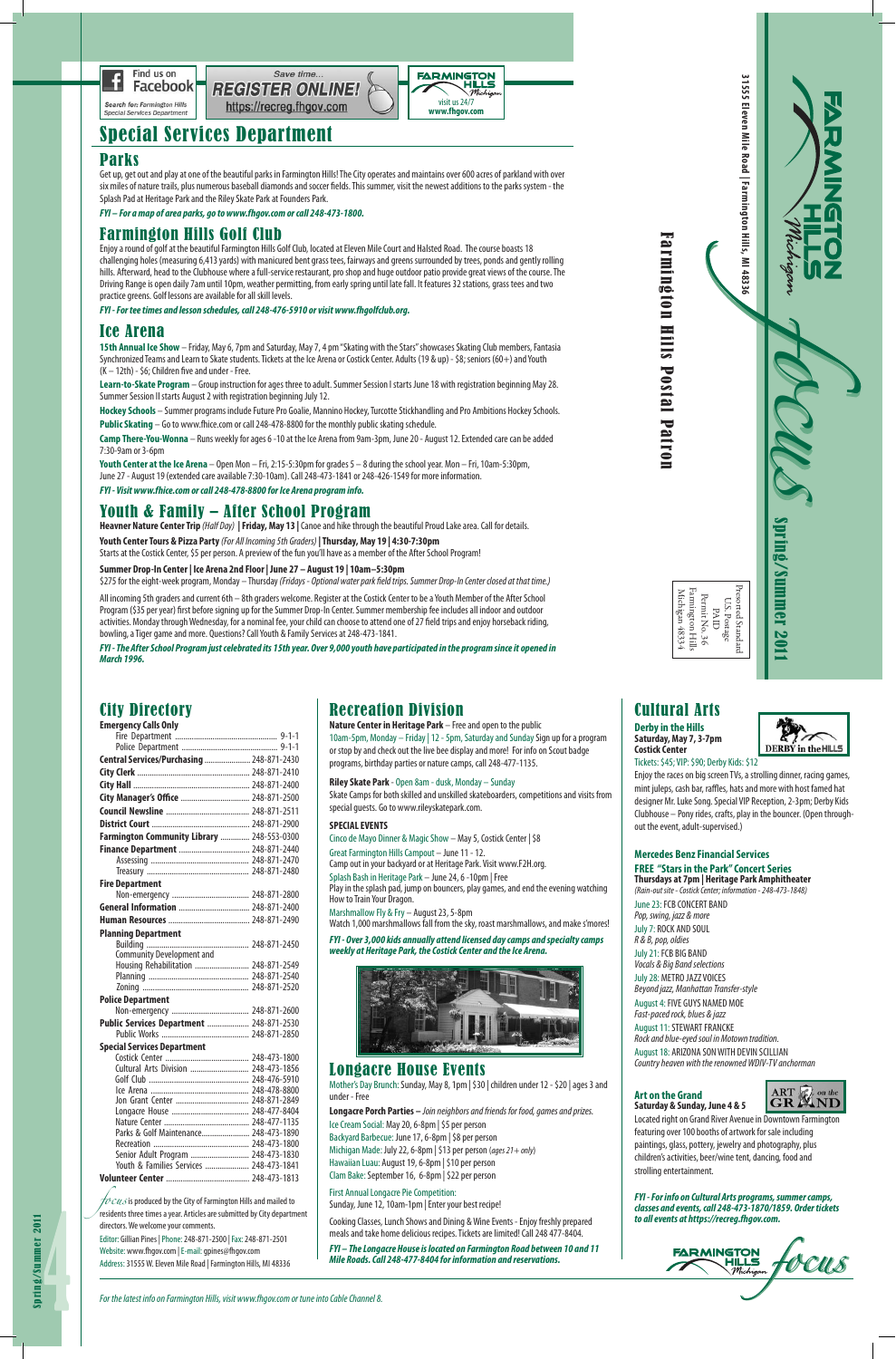Find us on Facebook
*Search for: Farmington Hills Special Services Department*

Save time... **REGISTER ONLINE!** https://recreg.fhgov.com

visit us 24/7 **www.fhgov.com**

# Special Services Department

## Parks

Get up, get out and play at one of the beautiful parks in Farmington Hills! The City operates and maintains over 600 acres of parkland with over six miles of nature trails, plus numerous baseball diamonds and soccer fields. This summer, visit the newest additions to the parks system - the Splash Pad at Heritage Park and the Riley Skate Park at Founders Park.

***FYI – For a map of area parks, go to www.fhgov.com or call 248-473-1800.***

## Farmington Hills Golf Club

Enjoy a round of golf at the beautiful Farmington Hills Golf Club, located at Eleven Mile Court and Halsted Road. The course boasts 18 challenging holes (measuring 6,413 yards) with manicured bent grass tees, fairways and greens surrounded by trees, ponds and gently rolling hills. Afterward, head to the Clubhouse where a full-service restaurant, pro shop and huge outdoor patio provide great views of the course. The Driving Range is open daily 7am until 10pm, weather permitting, from early spring until late fall. It features 32 stations, grass tees and two practice greens. Golf lessons are available for all skill levels.

***FYI - For tee times and lesson schedules, call 248-476-5910 or visit www.fhgolfclub.org.***

## Ice Arena

**15th Annual Ice Show** – Friday, May 6, 7pm and Saturday, May 7, 4 pm "Skating with the Stars" showcases Skating Club members, Fantasia Synchronized Teams and Learn to Skate students. Tickets at the Ice Arena or Costick Center. Adults (19 & up) - $8; seniors (60+) and Youth (K – 12th) - $6; Children five and under - Free.

**Learn-to-Skate Program** – Group instruction for ages three to adult. Summer Session I starts June 18 with registration beginning May 28. Summer Session II starts August 2 with registration beginning July 12.

**Hockey Schools** – Summer programs include Future Pro Goalie, Mannino Hockey, Turcotte Stickhandling and Pro Ambitions Hockey Schools.

**Public Skating** – Go to www.fhice.com or call 248-478-8800 for the monthly public skating schedule.

**Camp There-You-Wonna** – Runs weekly for ages 6 -10 at the Ice Arena from 9am-3pm, June 20 - August 12. Extended care can be added 7:30-9am or 3-6pm

**Youth Center at the Ice Arena** – Open Mon – Fri, 2:15-5:30pm for grades 5 – 8 during the school year. Mon – Fri, 10am-5:30pm, June 27 - August 19 (extended care available 7:30-10am). Call 248-473-1841 or 248-426-1549 for more information.

***FYI - Visit www.fhice.com or call 248-478-8800 for Ice Arena program info.***

## Youth & Family – After School Program

**Heavner Nature Center Trip** *(Half Day)* **| Friday, May 13 |** Canoe and hike through the beautiful Proud Lake area. Call for details.

**Youth Center Tours & Pizza Party** *(For All Incoming 5th Graders)* **| Thursday, May 19 | 4:30-7:30pm**
Starts at the Costick Center, $5 per person. A preview of the fun you'll have as a member of the After School Program!

**Summer Drop-In Center | Ice Arena 2nd Floor | June 27 – August 19 | 10am–5:30pm**
$275 for the eight-week program, Monday – Thursday *(Fridays - Optional water park field trips. Summer Drop-In Center closed at that time.)*

All incoming 5th graders and current 6th – 8th graders welcome. Register at the Costick Center to be a Youth Member of the After School Program ($35 per year) first before signing up for the Summer Drop-In Center. Summer membership fee includes all indoor and outdoor activities. Monday through Wednesday, for a nominal fee, your child can choose to attend one of 27 field trips and enjoy horseback riding, bowling, a Tiger game and more. Questions? Call Youth & Family Services at 248-473-1841.

***FYI - The After School Program just celebrated its 15th year. Over 9,000 youth have participated in the program since it opened in March 1996.***

## City Directory

| | |
|---|---|
| **Emergency Calls Only** | |
| Fire Department | 9-1-1 |
| Police Department | 9-1-1 |
| **Central Services/Purchasing** | 248-871-2430 |
| **City Clerk** | 248-871-2410 |
| **City Hall** | 248-871-2400 |
| **City Manager's Office** | 248-871-2500 |
| **Council Newsline** | 248-871-2511 |
| **District Court** | 248-871-2900 |
| **Farmington Community Library** | 248-553-0300 |
| **Finance Department** | 248-871-2440 |
| Assessing | 248-871-2470 |
| Treasury | 248-871-2480 |
| **Fire Department** | |
| Non-emergency | 248-871-2800 |
| **General Information** | 248-871-2400 |
| **Human Resources** | 248-871-2490 |
| **Planning Department** | |
| Building | 248-871-2450 |
| Community Development and Housing Rehabilitation | 248-871-2549 |
| Planning | 248-871-2540 |
| Zoning | 248-871-2520 |
| **Police Department** | |
| Non-emergency | 248-871-2600 |
| **Public Services Department** | 248-871-2530 |
| Public Works | 248-871-2850 |
| **Special Services Department** | |
| Costick Center | 248-473-1800 |
| Cultural Arts Division | 248-473-1856 |
| Golf Club | 248-476-5910 |
| Ice Arena | 248-478-8800 |
| Jon Grant Center | 248-871-2849 |
| Longacre House | 248-477-8404 |
| Nature Center | 248-477-1135 |
| Parks & Golf Maintenance | 248-473-1890 |
| Recreation | 248-473-1800 |
| Senior Adult Program | 248-473-1830 |
| Youth & Families Services | 248-473-1841 |
| **Volunteer Center** | 248-473-1813 |

*focus* is produced by the City of Farmington Hills and mailed to residents three times a year. Articles are submitted by City department directors. We welcome your comments.

Editor: Gillian Pines | Phone: 248-871-2500 | Fax: 248-871-2501
Website: www.fhgov.com | E-mail: gpines@fhgov.com
Address: 31555 W. Eleven Mile Road | Farmington Hills, MI 48336

## Recreation Division

**Nature Center in Heritage Park** – Free and open to the public
10am-5pm, Monday – Friday | 12 - 5pm, Saturday and Sunday Sign up for a program or stop by and check out the live bee display and more! For info on Scout badge programs, birthday parties or nature camps, call 248-477-1135.

**Riley Skate Park** - Open 8am - dusk, Monday – Sunday
Skate Camps for both skilled and unskilled skateboarders, competitions and visits from special guests. Go to www.rileyskatepark.com.

**SPECIAL EVENTS**

Cinco de Mayo Dinner & Magic Show – May 5, Costick Center | $8

Great Farmington Hills Campout – June 11 - 12.
Camp out in your backyard or at Heritage Park. Visit www.F2H.org.

Splash Bash in Heritage Park – June 24, 6 -10pm | Free
Play in the splash pad, jump on bouncers, play games, and end the evening watching How to Train Your Dragon.

Marshmallow Fly & Fry – August 23, 5-8pm
Watch 1,000 marshmallows fall from the sky, roast marshmallows, and make s'mores!

***FYI - Over 3,000 kids annually attend licensed day camps and specialty camps weekly at Heritage Park, the Costick Center and the Ice Arena.***

## Longacre House Events

Mother's Day Brunch: Sunday, May 8, 1pm | $30 | children under 12 - $20 | ages 3 and under - Free

**Longacre Porch Parties –** *Join neighbors and friends for food, games and prizes.*
Ice Cream Social: May 20, 6-8pm | $5 per person
Backyard Barbecue: June 17, 6-8pm | $8 per person
Michigan Made: July 22, 6-8pm | $13 per person *(ages 21+ only)*
Hawaiian Luau: August 19, 6-8pm | $10 per person
Clam Bake: September 16, 6-8pm | $22 per person

First Annual Longacre Pie Competition:
Sunday, June 12, 10am-1pm | Enter your best recipe!

Cooking Classes, Lunch Shows and Dining & Wine Events - Enjoy freshly prepared meals and take home delicious recipes. Tickets are limited! Call 248-477-8404.

***FYI – The Longacre House is located on Farmington Road between 10 and 11 Mile Roads. Call 248-477-8404 for information and reservations.***

## Cultural Arts

**Derby in the Hills**
**Saturday, May 7, 3-7pm**
**Costick Center**
Tickets: $45; VIP: $90; Derby Kids: $12

Enjoy the races on big screen TVs, a strolling dinner, racing games, mint juleps, cash bar, raffles, hats and more with host famed hat designer Mr. Luke Song. Special VIP Reception, 2-3pm; Derby Kids Clubhouse – Pony rides, crafts, play in the bouncer. (Open throughout the event, adult-supervised.)

### Mercedes Benz Financial Services

**FREE "Stars in the Park" Concert Series**
**Thursdays at 7pm | Heritage Park Amphitheater**
*(Rain-out site - Costick Center; information - 248-473-1848)*

June 23: FCB CONCERT BAND
*Pop, swing, jazz & more*

July 7: ROCK AND SOUL
*R & B, pop, oldies*

July 21: FCB BIG BAND
*Vocals & Big Band selections*

July 28: METRO JAZZ VOICES
*Beyond jazz, Manhattan Transfer-style*

August 4: FIVE GUYS NAMED MOE
*Fast-paced rock, blues & jazz*

August 11: STEWART FRANCKE
*Rock and blue-eyed soul in Motown tradition.*

August 18: ARIZONA SON WITH DEVIN SCILLIAN
*Country heaven with the renowned WDIV-TV anchorman*

**Art on the Grand**
**Saturday & Sunday, June 4 & 5**

Located right on Grand River Avenue in Downtown Farmington featuring over 100 booths of artwork for sale including paintings, glass, pottery, jewelry and photography, plus children's activities, beer/wine tent, dancing, food and strolling entertainment.

***FYI - For info on Cultural Arts programs, summer camps, classes and events, call 248-473-1870/1859. Order tickets to all events at https://recreg.fhgov.com.***

*For the latest info on Farmington Hills, visit www.fhgov.com or tune into Cable Channel 8.*

---

FARMINGTON HILLS Michigan *focus* Spring/Summer 2011

31555 Eleven Mile Road | Farmington Hills, MI 48336

**Farmington Hills Postal Patron**

Presorted Standard
U.S. Postage
PAID
Permit No. 36
Farmington Hills
Michigan 48334